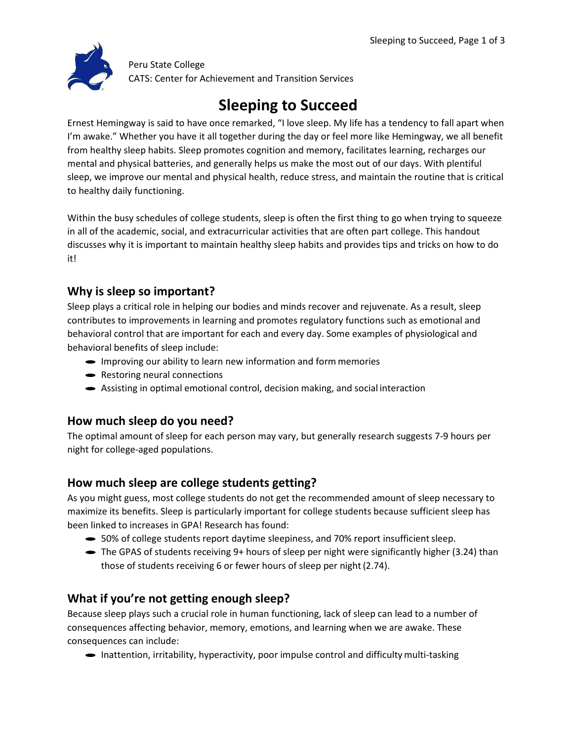Peru State College
CATS: Center for Achievement and Transition Services

# Sleeping to Succeed

Ernest Hemingway is said to have once remarked, "I love sleep. My life has a tendency to fall apart when I'm awake." Whether you have it all together during the day or feel more like Hemingway, we all benefit from healthy sleep habits. Sleep promotes cognition and memory, facilitates learning, recharges our mental and physical batteries, and generally helps us make the most out of our days. With plentiful sleep, we improve our mental and physical health, reduce stress, and maintain the routine that is critical to healthy daily functioning.

Within the busy schedules of college students, sleep is often the first thing to go when trying to squeeze in all of the academic, social, and extracurricular activities that are often part college. This handout discusses why it is important to maintain healthy sleep habits and provides tips and tricks on how to do it!

## Why is sleep so important?

Sleep plays a critical role in helping our bodies and minds recover and rejuvenate. As a result, sleep contributes to improvements in learning and promotes regulatory functions such as emotional and behavioral control that are important for each and every day. Some examples of physiological and behavioral benefits of sleep include:

- Improving our ability to learn new information and form memories
- Restoring neural connections
- Assisting in optimal emotional control, decision making, and social interaction

## How much sleep do you need?

The optimal amount of sleep for each person may vary, but generally research suggests 7-9 hours per night for college-aged populations.

## How much sleep are college students getting?

As you might guess, most college students do not get the recommended amount of sleep necessary to maximize its benefits. Sleep is particularly important for college students because sufficient sleep has been linked to increases in GPA! Research has found:

- 50% of college students report daytime sleepiness, and 70% report insufficient sleep.
- The GPAS of students receiving 9+ hours of sleep per night were significantly higher (3.24) than those of students receiving 6 or fewer hours of sleep per night (2.74).

## What if you're not getting enough sleep?

Because sleep plays such a crucial role in human functioning, lack of sleep can lead to a number of consequences affecting behavior, memory, emotions, and learning when we are awake. These consequences can include:

- Inattention, irritability, hyperactivity, poor impulse control and difficulty multi-tasking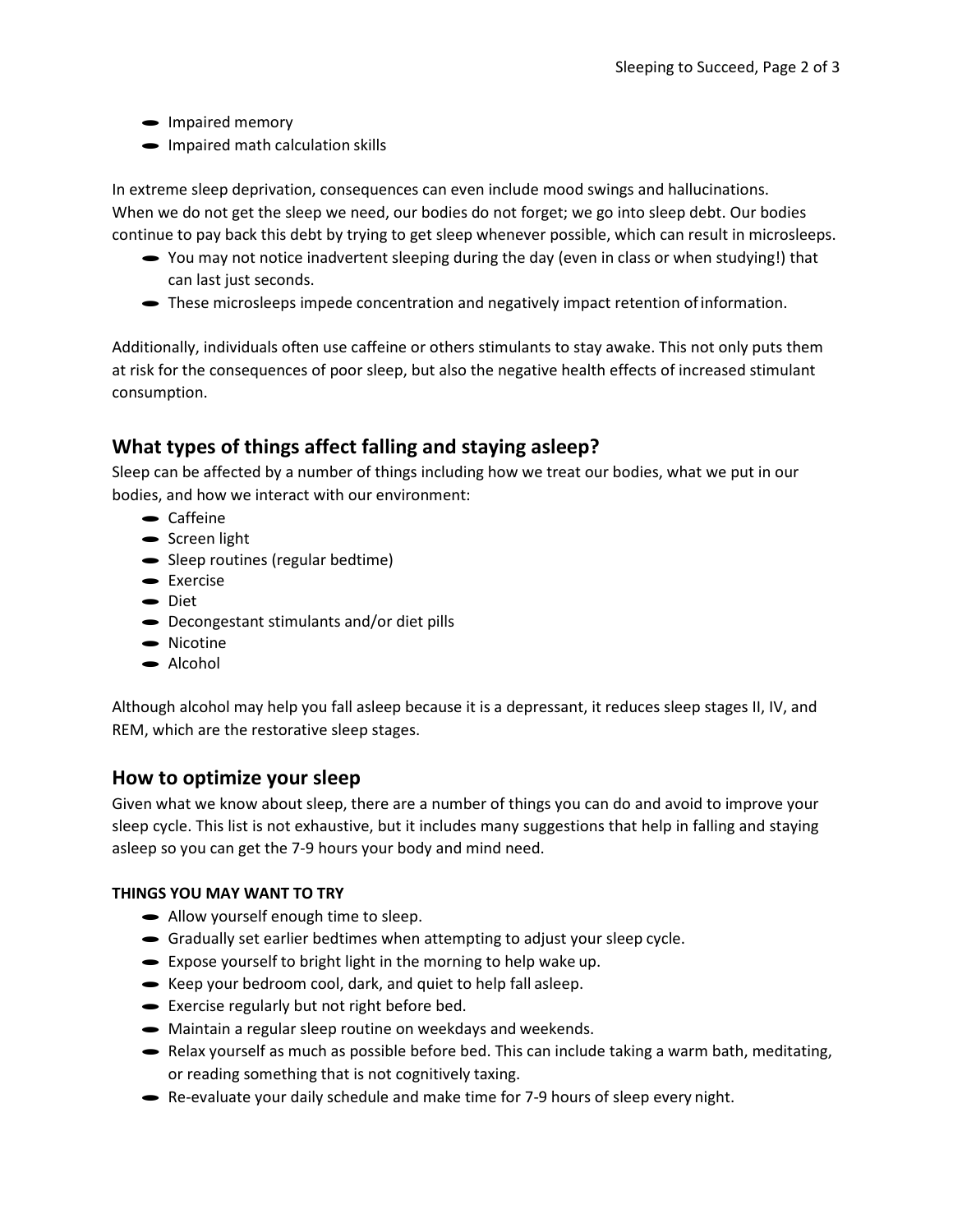- Impaired memory
- Impaired math calculation skills

In extreme sleep deprivation, consequences can even include mood swings and hallucinations. When we do not get the sleep we need, our bodies do not forget; we go into sleep debt. Our bodies continue to pay back this debt by trying to get sleep whenever possible, which can result in microsleeps.

- You may not notice inadvertent sleeping during the day (even in class or when studying!) that can last just seconds.
- These microsleeps impede concentration and negatively impact retention of information.

Additionally, individuals often use caffeine or others stimulants to stay awake. This not only puts them at risk for the consequences of poor sleep, but also the negative health effects of increased stimulant consumption.

## What types of things affect falling and staying asleep?

Sleep can be affected by a number of things including how we treat our bodies, what we put in our bodies, and how we interact with our environment:

- Caffeine
- Screen light
- Sleep routines (regular bedtime)
- Exercise
- Diet
- Decongestant stimulants and/or diet pills
- Nicotine
- Alcohol

Although alcohol may help you fall asleep because it is a depressant, it reduces sleep stages II, IV, and REM, which are the restorative sleep stages.

## How to optimize your sleep

Given what we know about sleep, there are a number of things you can do and avoid to improve your sleep cycle. This list is not exhaustive, but it includes many suggestions that help in falling and staying asleep so you can get the 7-9 hours your body and mind need.

**THINGS YOU MAY WANT TO TRY**

- Allow yourself enough time to sleep.
- Gradually set earlier bedtimes when attempting to adjust your sleep cycle.
- Expose yourself to bright light in the morning to help wake up.
- Keep your bedroom cool, dark, and quiet to help fall asleep.
- Exercise regularly but not right before bed.
- Maintain a regular sleep routine on weekdays and weekends.
- Relax yourself as much as possible before bed. This can include taking a warm bath, meditating, or reading something that is not cognitively taxing.
- Re-evaluate your daily schedule and make time for 7-9 hours of sleep every night.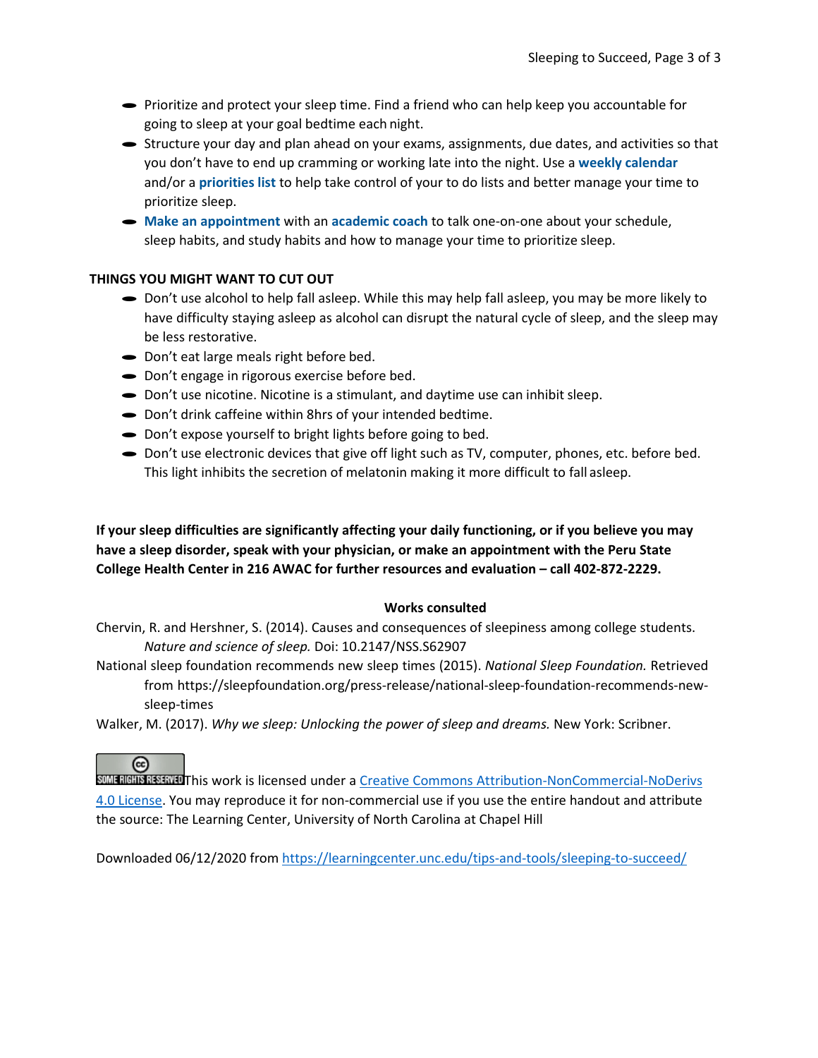- Prioritize and protect your sleep time. Find a friend who can help keep you accountable for going to sleep at your goal bedtime each night.
- Structure your day and plan ahead on your exams, assignments, due dates, and activities so that you don't have to end up cramming or working late into the night. Use a **weekly calendar** and/or a **priorities list** to help take control of your to do lists and better manage your time to prioritize sleep.
- **Make an appointment** with an **academic coach** to talk one-on-one about your schedule, sleep habits, and study habits and how to manage your time to prioritize sleep.

**THINGS YOU MIGHT WANT TO CUT OUT**

- Don't use alcohol to help fall asleep. While this may help fall asleep, you may be more likely to have difficulty staying asleep as alcohol can disrupt the natural cycle of sleep, and the sleep may be less restorative.
- Don't eat large meals right before bed.
- Don't engage in rigorous exercise before bed.
- Don't use nicotine. Nicotine is a stimulant, and daytime use can inhibit sleep.
- Don't drink caffeine within 8hrs of your intended bedtime.
- Don't expose yourself to bright lights before going to bed.
- Don't use electronic devices that give off light such as TV, computer, phones, etc. before bed. This light inhibits the secretion of melatonin making it more difficult to fall asleep.

**If your sleep difficulties are significantly affecting your daily functioning, or if you believe you may have a sleep disorder, speak with your physician, or make an appointment with the Peru State College Health Center in 216 AWAC for further resources and evaluation – call 402-872-2229.**

**Works consulted**

Chervin, R. and Hershner, S. (2014). Causes and consequences of sleepiness among college students. *Nature and science of sleep.* Doi: 10.2147/NSS.S62907

National sleep foundation recommends new sleep times (2015). *National Sleep Foundation.* Retrieved from https://sleepfoundation.org/press-release/national-sleep-foundation-recommends-new-sleep-times

Walker, M. (2017). *Why we sleep: Unlocking the power of sleep and dreams.* New York: Scribner.

SOME RIGHTS RESERVED This work is licensed under a Creative Commons Attribution-NonCommercial-NoDerivs 4.0 License. You may reproduce it for non-commercial use if you use the entire handout and attribute the source: The Learning Center, University of North Carolina at Chapel Hill

Downloaded 06/12/2020 from https://learningcenter.unc.edu/tips-and-tools/sleeping-to-succeed/